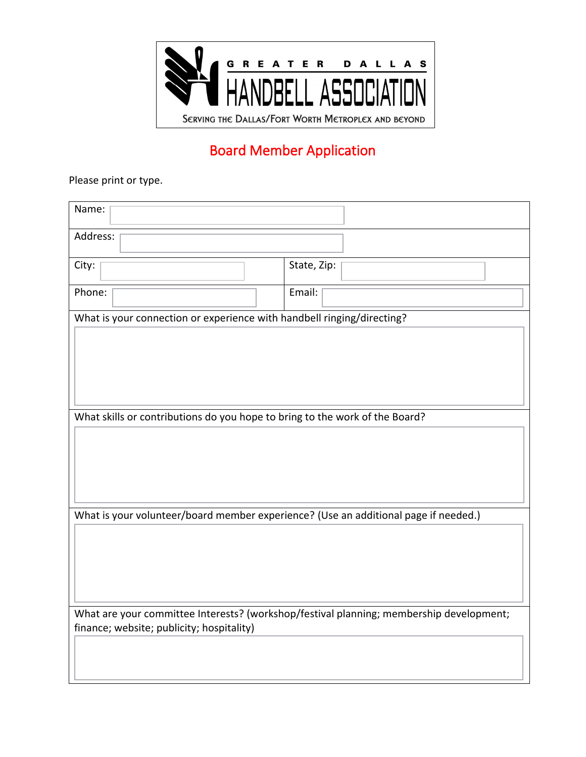GREATER DALLAS

HANDBELL ASSOCIATION

SERVING THE DALLAS/FORT WORTH METROPLEX AND BEYOND

# Board Member Application

Please print or type.

| | |
|---|---|
| Name: | |
| Address: | |
| City: | State, Zip: |
| Phone: | Email: |
| What is your connection or experience with handbell ringing/directing? | |
| What skills or contributions do you hope to bring to the work of the Board? | |
| What is your volunteer/board member experience? (Use an additional page if needed.) | |
| What are your committee Interests? (workshop/festival planning; membership development; finance; website; publicity; hospitality) | |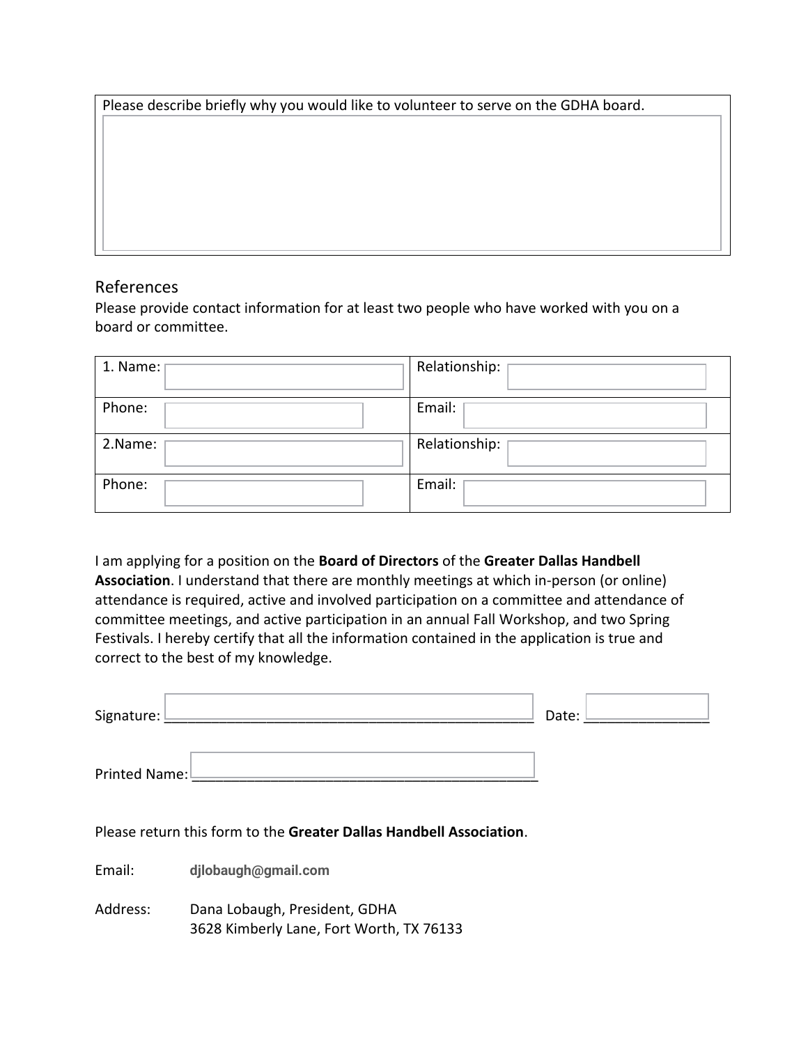| Please describe briefly why you would like to volunteer to serve on the GDHA board. |
|---|
| |

## References

Please provide contact information for at least two people who have worked with you on a board or committee.

| | |
|---|---|
| 1. Name: | Relationship: |
| Phone: | Email: |
| 2.Name: | Relationship: |
| Phone: | Email: |

I am applying for a position on the **Board of Directors** of the **Greater Dallas Handbell Association**. I understand that there are monthly meetings at which in-person (or online) attendance is required, active and involved participation on a committee and attendance of committee meetings, and active participation in an annual Fall Workshop, and two Spring Festivals. I hereby certify that all the information contained in the application is true and correct to the best of my knowledge.

Signature: ________________________________________________ Date: _______________

Printed Name: ____________________________________________

Please return this form to the **Greater Dallas Handbell Association**.

Email: djlobaugh@gmail.com

Address: Dana Lobaugh, President, GDHA
3628 Kimberly Lane, Fort Worth, TX 76133